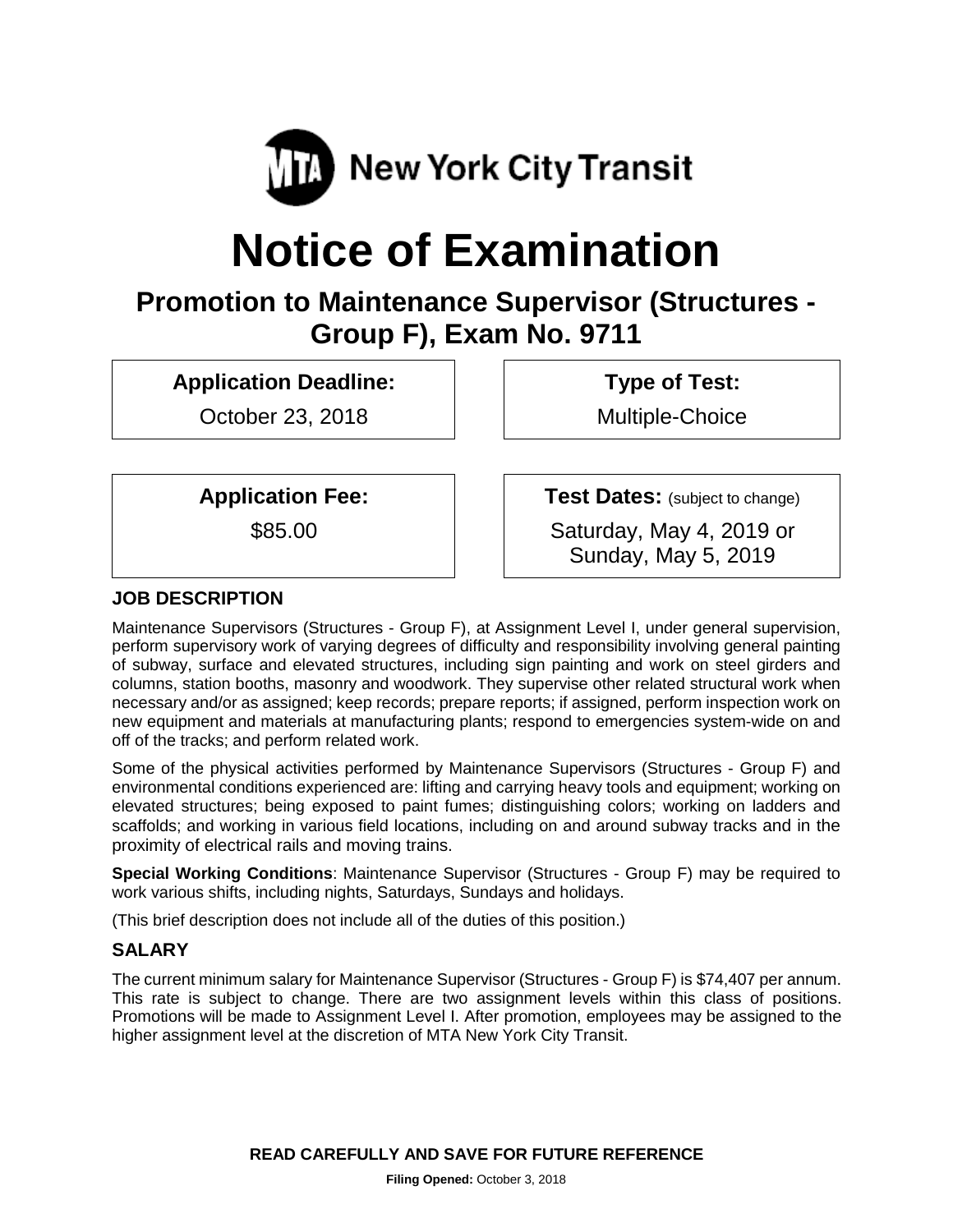New York City Transit

# Notice of Examination

## Promotion to Maintenance Supervisor (Structures - Group F), Exam No. 9711

| **Application Deadline:** | **Type of Test:** |
|---|---|
| October 23, 2018 | Multiple-Choice |

| **Application Fee:** | **Test Dates:** (subject to change) |
|---|---|
| $85.00 | Saturday, May 4, 2019 or Sunday, May 5, 2019 |

### JOB DESCRIPTION

Maintenance Supervisors (Structures - Group F), at Assignment Level I, under general supervision, perform supervisory work of varying degrees of difficulty and responsibility involving general painting of subway, surface and elevated structures, including sign painting and work on steel girders and columns, station booths, masonry and woodwork. They supervise other related structural work when necessary and/or as assigned; keep records; prepare reports; if assigned, perform inspection work on new equipment and materials at manufacturing plants; respond to emergencies system-wide on and off of the tracks; and perform related work.

Some of the physical activities performed by Maintenance Supervisors (Structures - Group F) and environmental conditions experienced are: lifting and carrying heavy tools and equipment; working on elevated structures; being exposed to paint fumes; distinguishing colors; working on ladders and scaffolds; and working in various field locations, including on and around subway tracks and in the proximity of electrical rails and moving trains.

**Special Working Conditions**: Maintenance Supervisor (Structures - Group F) may be required to work various shifts, including nights, Saturdays, Sundays and holidays.

(This brief description does not include all of the duties of this position.)

### SALARY

The current minimum salary for Maintenance Supervisor (Structures - Group F) is $74,407 per annum. This rate is subject to change. There are two assignment levels within this class of positions. Promotions will be made to Assignment Level I. After promotion, employees may be assigned to the higher assignment level at the discretion of MTA New York City Transit.

**READ CAREFULLY AND SAVE FOR FUTURE REFERENCE**

**Filing Opened:** October 3, 2018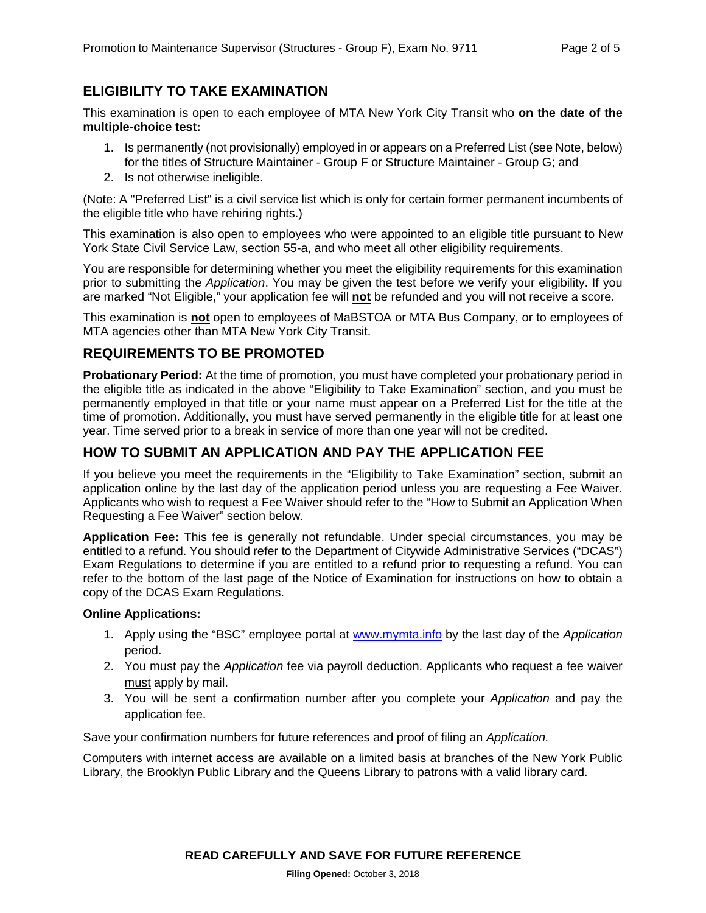## ELIGIBILITY TO TAKE EXAMINATION

This examination is open to each employee of MTA New York City Transit who **on the date of the multiple-choice test:**

1. Is permanently (not provisionally) employed in or appears on a Preferred List (see Note, below) for the titles of Structure Maintainer - Group F or Structure Maintainer - Group G; and
2. Is not otherwise ineligible.

(Note: A "Preferred List" is a civil service list which is only for certain former permanent incumbents of the eligible title who have rehiring rights.)

This examination is also open to employees who were appointed to an eligible title pursuant to New York State Civil Service Law, section 55-a, and who meet all other eligibility requirements.

You are responsible for determining whether you meet the eligibility requirements for this examination prior to submitting the *Application*. You may be given the test before we verify your eligibility. If you are marked "Not Eligible," your application fee will **not** be refunded and you will not receive a score.

This examination is **not** open to employees of MaBSTOA or MTA Bus Company, or to employees of MTA agencies other than MTA New York City Transit.

## REQUIREMENTS TO BE PROMOTED

**Probationary Period:** At the time of promotion, you must have completed your probationary period in the eligible title as indicated in the above "Eligibility to Take Examination" section, and you must be permanently employed in that title or your name must appear on a Preferred List for the title at the time of promotion. Additionally, you must have served permanently in the eligible title for at least one year. Time served prior to a break in service of more than one year will not be credited.

## HOW TO SUBMIT AN APPLICATION AND PAY THE APPLICATION FEE

If you believe you meet the requirements in the "Eligibility to Take Examination" section, submit an application online by the last day of the application period unless you are requesting a Fee Waiver. Applicants who wish to request a Fee Waiver should refer to the "How to Submit an Application When Requesting a Fee Waiver" section below.

**Application Fee:** This fee is generally not refundable. Under special circumstances, you may be entitled to a refund. You should refer to the Department of Citywide Administrative Services ("DCAS") Exam Regulations to determine if you are entitled to a refund prior to requesting a refund. You can refer to the bottom of the last page of the Notice of Examination for instructions on how to obtain a copy of the DCAS Exam Regulations.

**Online Applications:**

1. Apply using the "BSC" employee portal at www.mymta.info by the last day of the *Application* period.
2. You must pay the *Application* fee via payroll deduction. Applicants who request a fee waiver must apply by mail.
3. You will be sent a confirmation number after you complete your *Application* and pay the application fee.

Save your confirmation numbers for future references and proof of filing an *Application.*

Computers with internet access are available on a limited basis at branches of the New York Public Library, the Brooklyn Public Library and the Queens Library to patrons with a valid library card.

**READ CAREFULLY AND SAVE FOR FUTURE REFERENCE**

**Filing Opened:** October 3, 2018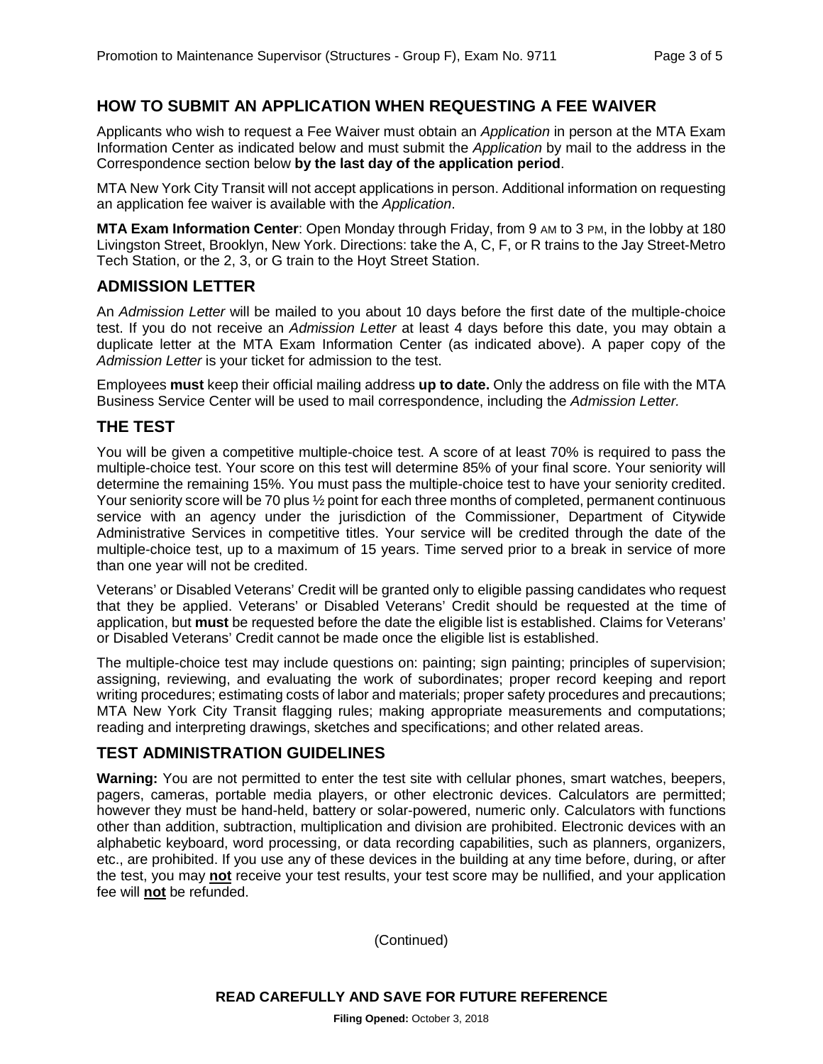## HOW TO SUBMIT AN APPLICATION WHEN REQUESTING A FEE WAIVER

Applicants who wish to request a Fee Waiver must obtain an *Application* in person at the MTA Exam Information Center as indicated below and must submit the *Application* by mail to the address in the Correspondence section below **by the last day of the application period**.

MTA New York City Transit will not accept applications in person. Additional information on requesting an application fee waiver is available with the *Application*.

**MTA Exam Information Center**: Open Monday through Friday, from 9 AM to 3 PM, in the lobby at 180 Livingston Street, Brooklyn, New York. Directions: take the A, C, F, or R trains to the Jay Street-Metro Tech Station, or the 2, 3, or G train to the Hoyt Street Station.

## ADMISSION LETTER

An *Admission Letter* will be mailed to you about 10 days before the first date of the multiple-choice test. If you do not receive an *Admission Letter* at least 4 days before this date, you may obtain a duplicate letter at the MTA Exam Information Center (as indicated above). A paper copy of the *Admission Letter* is your ticket for admission to the test.

Employees **must** keep their official mailing address **up to date.** Only the address on file with the MTA Business Service Center will be used to mail correspondence, including the *Admission Letter.*

## THE TEST

You will be given a competitive multiple-choice test. A score of at least 70% is required to pass the multiple-choice test. Your score on this test will determine 85% of your final score. Your seniority will determine the remaining 15%. You must pass the multiple-choice test to have your seniority credited. Your seniority score will be 70 plus ½ point for each three months of completed, permanent continuous service with an agency under the jurisdiction of the Commissioner, Department of Citywide Administrative Services in competitive titles. Your service will be credited through the date of the multiple-choice test, up to a maximum of 15 years. Time served prior to a break in service of more than one year will not be credited.

Veterans' or Disabled Veterans' Credit will be granted only to eligible passing candidates who request that they be applied. Veterans' or Disabled Veterans' Credit should be requested at the time of application, but **must** be requested before the date the eligible list is established. Claims for Veterans' or Disabled Veterans' Credit cannot be made once the eligible list is established.

The multiple-choice test may include questions on: painting; sign painting; principles of supervision; assigning, reviewing, and evaluating the work of subordinates; proper record keeping and report writing procedures; estimating costs of labor and materials; proper safety procedures and precautions; MTA New York City Transit flagging rules; making appropriate measurements and computations; reading and interpreting drawings, sketches and specifications; and other related areas.

## TEST ADMINISTRATION GUIDELINES

**Warning:** You are not permitted to enter the test site with cellular phones, smart watches, beepers, pagers, cameras, portable media players, or other electronic devices. Calculators are permitted; however they must be hand-held, battery or solar-powered, numeric only. Calculators with functions other than addition, subtraction, multiplication and division are prohibited. Electronic devices with an alphabetic keyboard, word processing, or data recording capabilities, such as planners, organizers, etc., are prohibited. If you use any of these devices in the building at any time before, during, or after the test, you may **not** receive your test results, your test score may be nullified, and your application fee will **not** be refunded.

(Continued)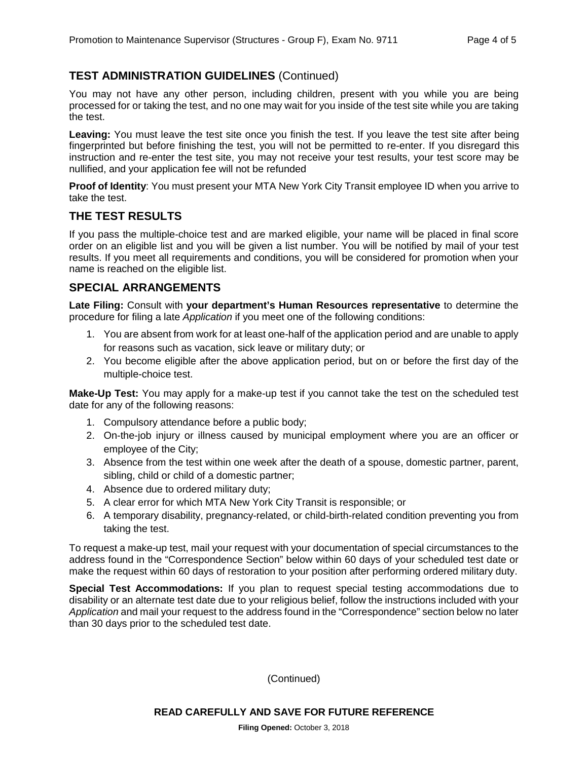## TEST ADMINISTRATION GUIDELINES (Continued)

You may not have any other person, including children, present with you while you are being processed for or taking the test, and no one may wait for you inside of the test site while you are taking the test.

**Leaving:** You must leave the test site once you finish the test. If you leave the test site after being fingerprinted but before finishing the test, you will not be permitted to re-enter. If you disregard this instruction and re-enter the test site, you may not receive your test results, your test score may be nullified, and your application fee will not be refunded

**Proof of Identity**: You must present your MTA New York City Transit employee ID when you arrive to take the test.

## THE TEST RESULTS

If you pass the multiple-choice test and are marked eligible, your name will be placed in final score order on an eligible list and you will be given a list number. You will be notified by mail of your test results. If you meet all requirements and conditions, you will be considered for promotion when your name is reached on the eligible list.

## SPECIAL ARRANGEMENTS

**Late Filing:** Consult with **your department's Human Resources representative** to determine the procedure for filing a late *Application* if you meet one of the following conditions:

1. You are absent from work for at least one-half of the application period and are unable to apply for reasons such as vacation, sick leave or military duty; or
2. You become eligible after the above application period, but on or before the first day of the multiple-choice test.

**Make-Up Test:** You may apply for a make-up test if you cannot take the test on the scheduled test date for any of the following reasons:

1. Compulsory attendance before a public body;
2. On-the-job injury or illness caused by municipal employment where you are an officer or employee of the City;
3. Absence from the test within one week after the death of a spouse, domestic partner, parent, sibling, child or child of a domestic partner;
4. Absence due to ordered military duty;
5. A clear error for which MTA New York City Transit is responsible; or
6. A temporary disability, pregnancy-related, or child-birth-related condition preventing you from taking the test.

To request a make-up test, mail your request with your documentation of special circumstances to the address found in the "Correspondence Section" below within 60 days of your scheduled test date or make the request within 60 days of restoration to your position after performing ordered military duty.

**Special Test Accommodations:** If you plan to request special testing accommodations due to disability or an alternate test date due to your religious belief, follow the instructions included with your *Application* and mail your request to the address found in the "Correspondence" section below no later than 30 days prior to the scheduled test date.

(Continued)

**READ CAREFULLY AND SAVE FOR FUTURE REFERENCE**

**Filing Opened:** October 3, 2018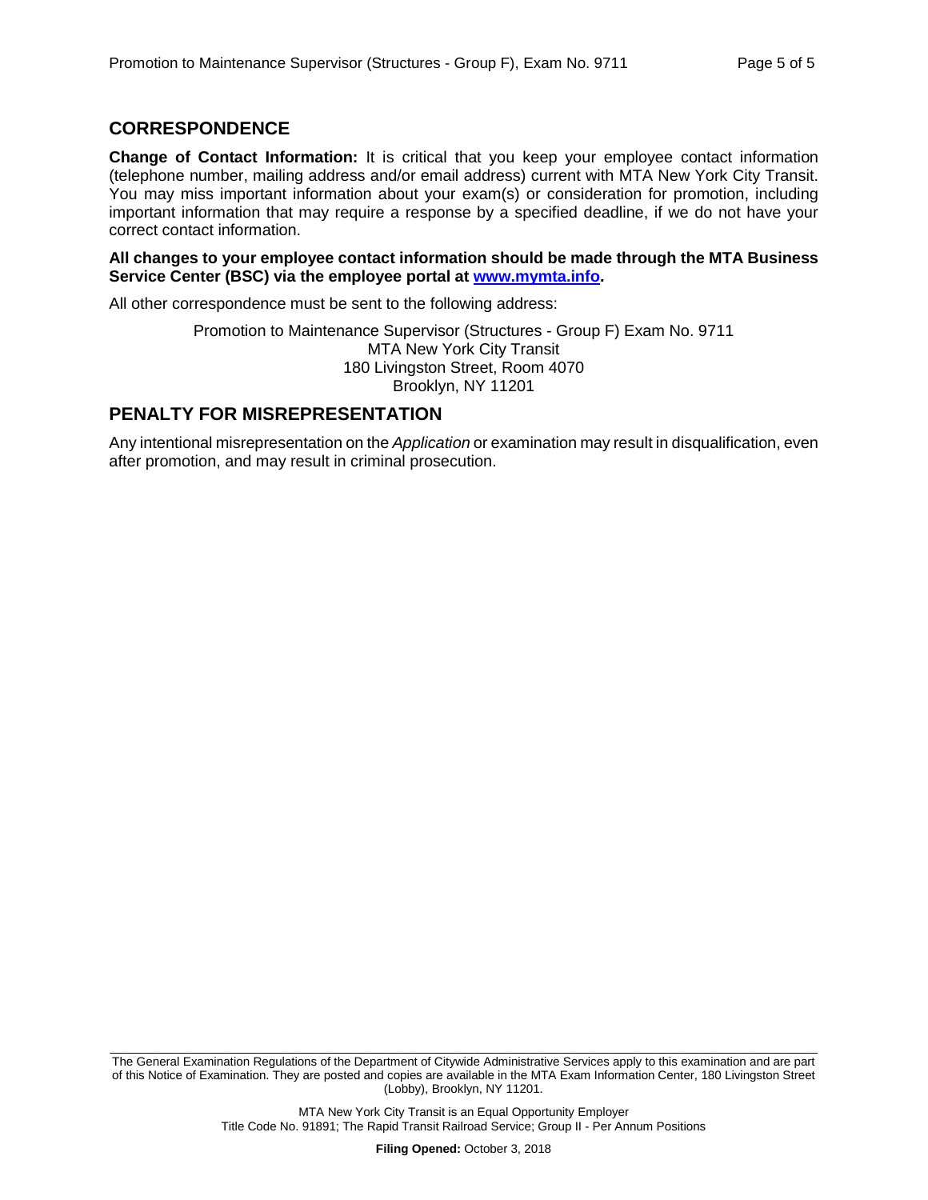## CORRESPONDENCE

**Change of Contact Information:** It is critical that you keep your employee contact information (telephone number, mailing address and/or email address) current with MTA New York City Transit. You may miss important information about your exam(s) or consideration for promotion, including important information that may require a response by a specified deadline, if we do not have your correct contact information.

**All changes to your employee contact information should be made through the MTA Business Service Center (BSC) via the employee portal at [www.mymta.info](http://www.mymta.info).**

All other correspondence must be sent to the following address:

Promotion to Maintenance Supervisor (Structures - Group F) Exam No. 9711
MTA New York City Transit
180 Livingston Street, Room 4070
Brooklyn, NY 11201

## PENALTY FOR MISREPRESENTATION

Any intentional misrepresentation on the *Application* or examination may result in disqualification, even after promotion, and may result in criminal prosecution.

---

The General Examination Regulations of the Department of Citywide Administrative Services apply to this examination and are part of this Notice of Examination. They are posted and copies are available in the MTA Exam Information Center, 180 Livingston Street (Lobby), Brooklyn, NY 11201.

MTA New York City Transit is an Equal Opportunity Employer
Title Code No. 91891; The Rapid Transit Railroad Service; Group II - Per Annum Positions

**Filing Opened:** October 3, 2018